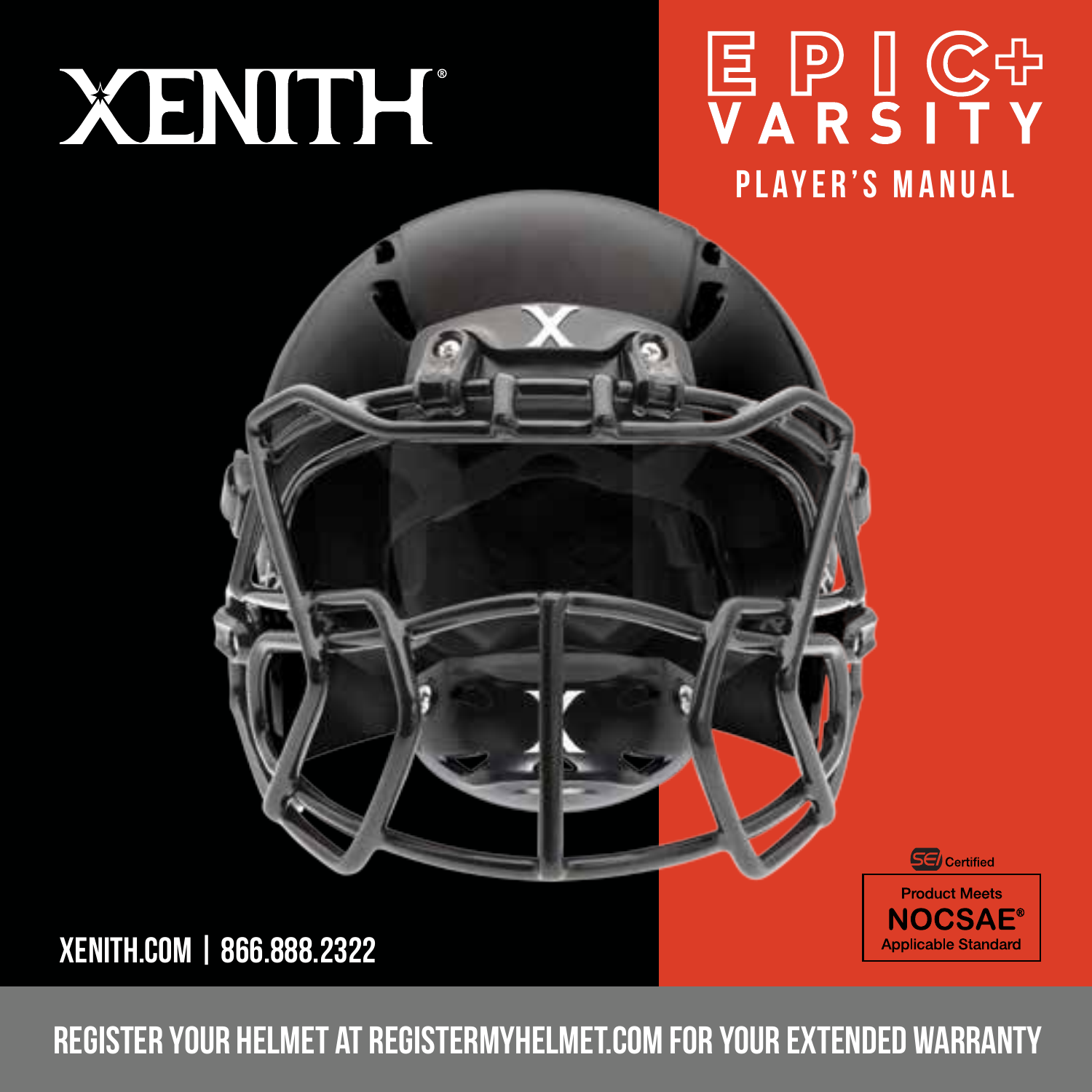# XENITH®

# EPIC+ VARSITY

## PLAYER'S MANUAL

XENITH.COM | 866.888.2322

SEI Certified

Product Meets **NOCSAE®** Applicable Standard

**REGISTER YOUR HELMET AT REGISTERMYHELMET.COM FOR YOUR EXTENDED WARRANTY**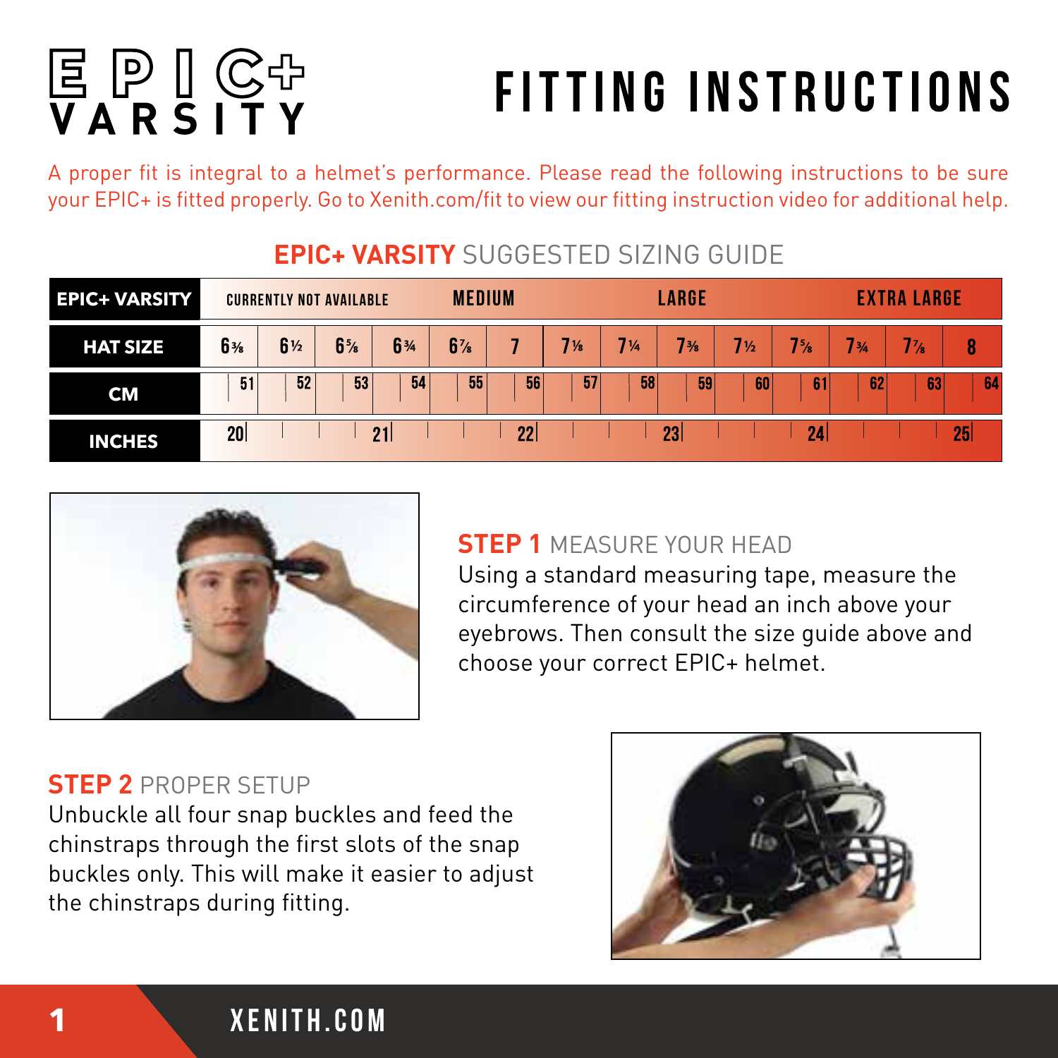# EPIC+ VARSITY

# FITTING INSTRUCTIONS

A proper fit is integral to a helmet's performance. Please read the following instructions to be sure your EPIC+ is fitted properly. Go to Xenith.com/fit to view our fitting instruction video for additional help.

## EPIC+ VARSITY SUGGESTED SIZING GUIDE

| EPIC+ VARSITY | CURRENTLY NOT AVAILABLE | | | | MEDIUM | | | | LARGE | | | | EXTRA LARGE | |
|---|---|---|---|---|---|---|---|---|---|---|---|---|---|---|
| HAT SIZE | 6⅜ | 6½ | 6⅝ | 6¾ | 6⅞ | 7 | 7⅛ | 7¼ | 7⅜ | 7½ | 7⅝ | 7¾ | 7⅞ | 8 |
| CM | 51 | 52 | 53 | 54 | 55 | 56 | 57 | 58 | 59 | 60 | 61 | 62 | 63 | 64 |
| INCHES | 20 | | | 21 | | | 22 | | 23 | | | 24 | | 25 |

### STEP 1 MEASURE YOUR HEAD

Using a standard measuring tape, measure the circumference of your head an inch above your eyebrows. Then consult the size guide above and choose your correct EPIC+ helmet.

### STEP 2 PROPER SETUP

Unbuckle all four snap buckles and feed the chinstraps through the first slots of the snap buckles only. This will make it easier to adjust the chinstraps during fitting.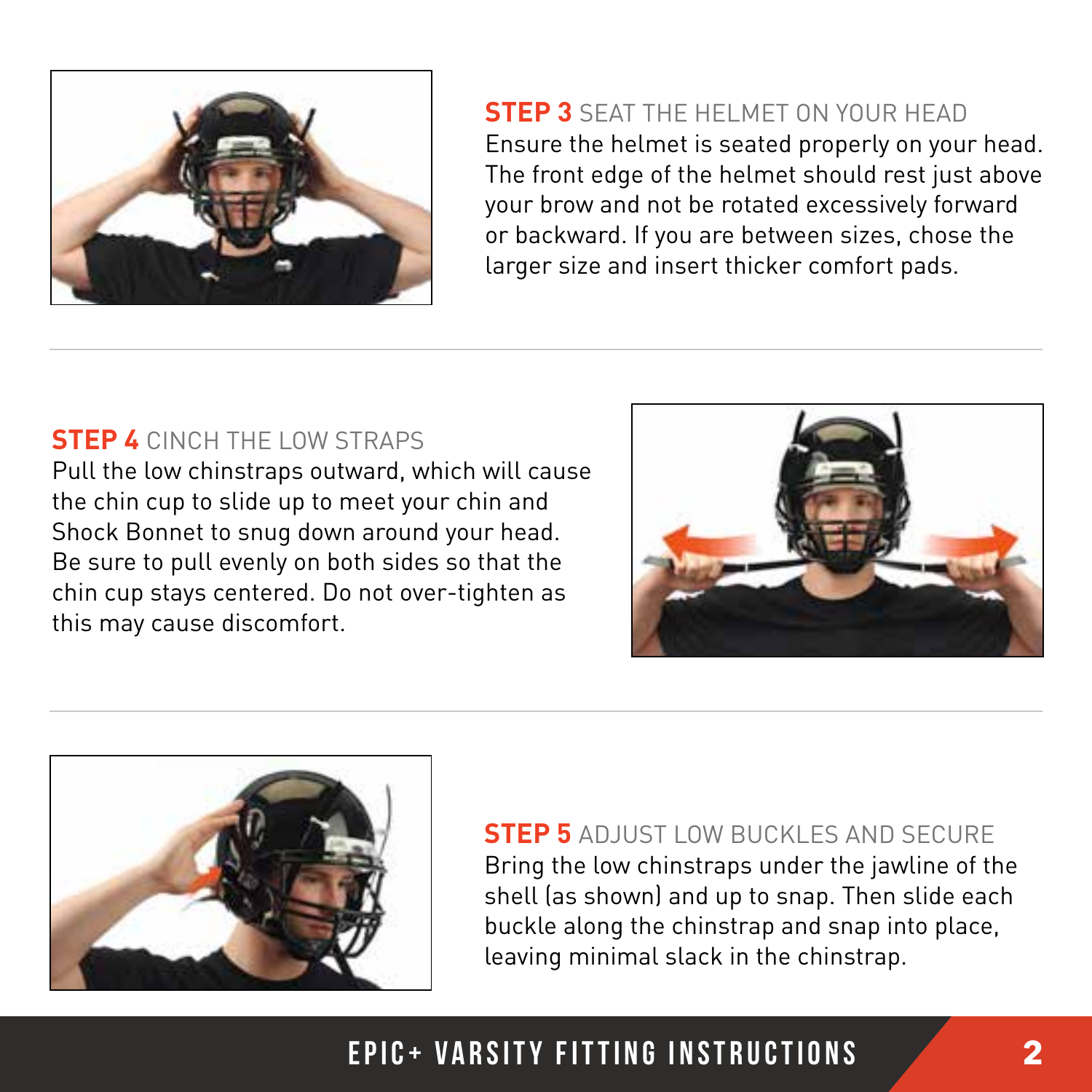**STEP 3** SEAT THE HELMET ON YOUR HEAD

Ensure the helmet is seated properly on your head. The front edge of the helmet should rest just above your brow and not be rotated excessively forward or backward. If you are between sizes, chose the larger size and insert thicker comfort pads.

---

**STEP 4** CINCH THE LOW STRAPS

Pull the low chinstraps outward, which will cause the chin cup to slide up to meet your chin and Shock Bonnet to snug down around your head. Be sure to pull evenly on both sides so that the chin cup stays centered. Do not over-tighten as this may cause discomfort.

---

**STEP 5** ADJUST LOW BUCKLES AND SECURE

Bring the low chinstraps under the jawline of the shell (as shown) and up to snap. Then slide each buckle along the chinstrap and snap into place, leaving minimal slack in the chinstrap.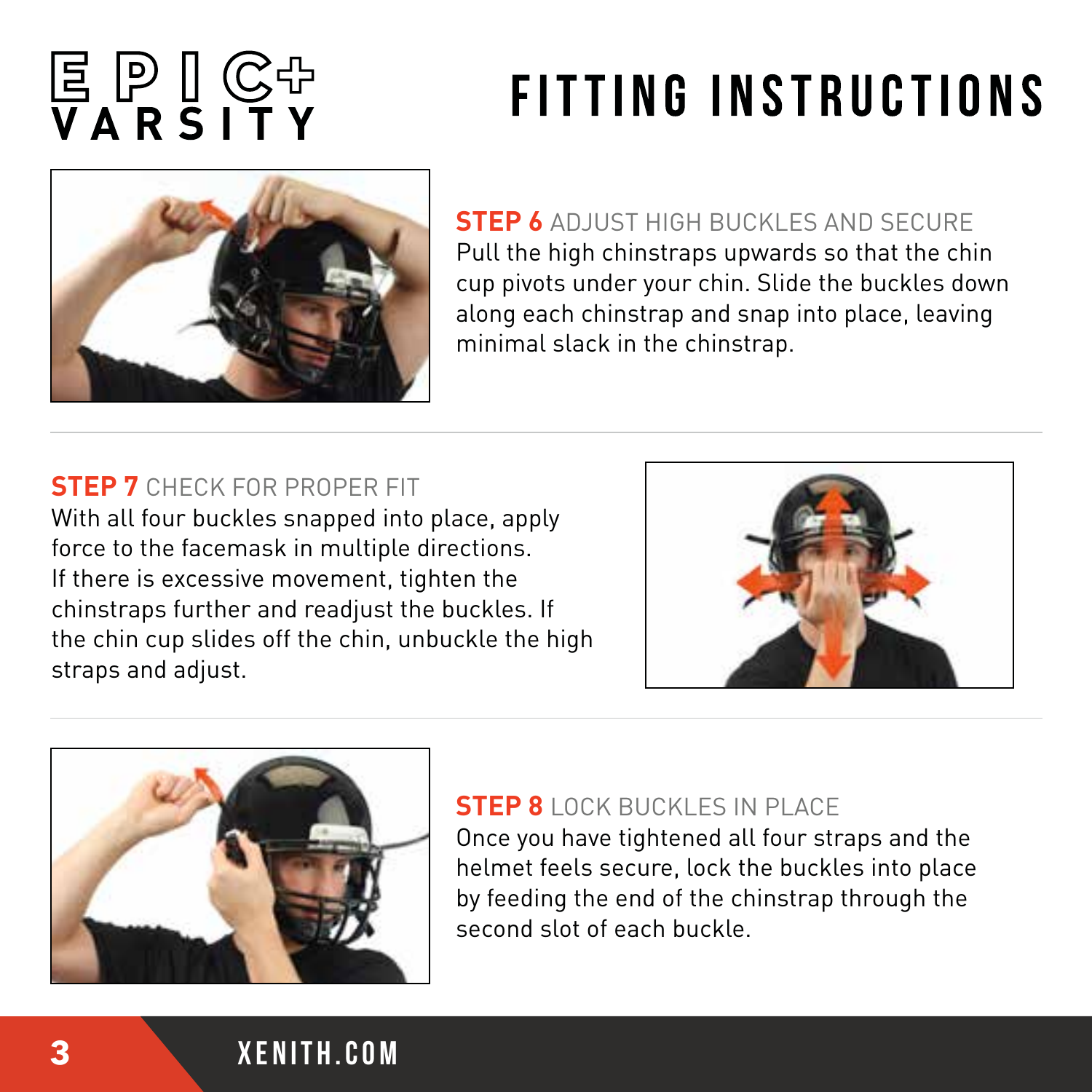# EPIC+ VARSITY

# FITTING INSTRUCTIONS

**STEP 6** ADJUST HIGH BUCKLES AND SECURE
Pull the high chinstraps upwards so that the chin cup pivots under your chin. Slide the buckles down along each chinstrap and snap into place, leaving minimal slack in the chinstrap.

**STEP 7** CHECK FOR PROPER FIT
With all four buckles snapped into place, apply force to the facemask in multiple directions. If there is excessive movement, tighten the chinstraps further and readjust the buckles. If the chin cup slides off the chin, unbuckle the high straps and adjust.

**STEP 8** LOCK BUCKLES IN PLACE
Once you have tightened all four straps and the helmet feels secure, lock the buckles into place by feeding the end of the chinstrap through the second slot of each buckle.

XENITH.COM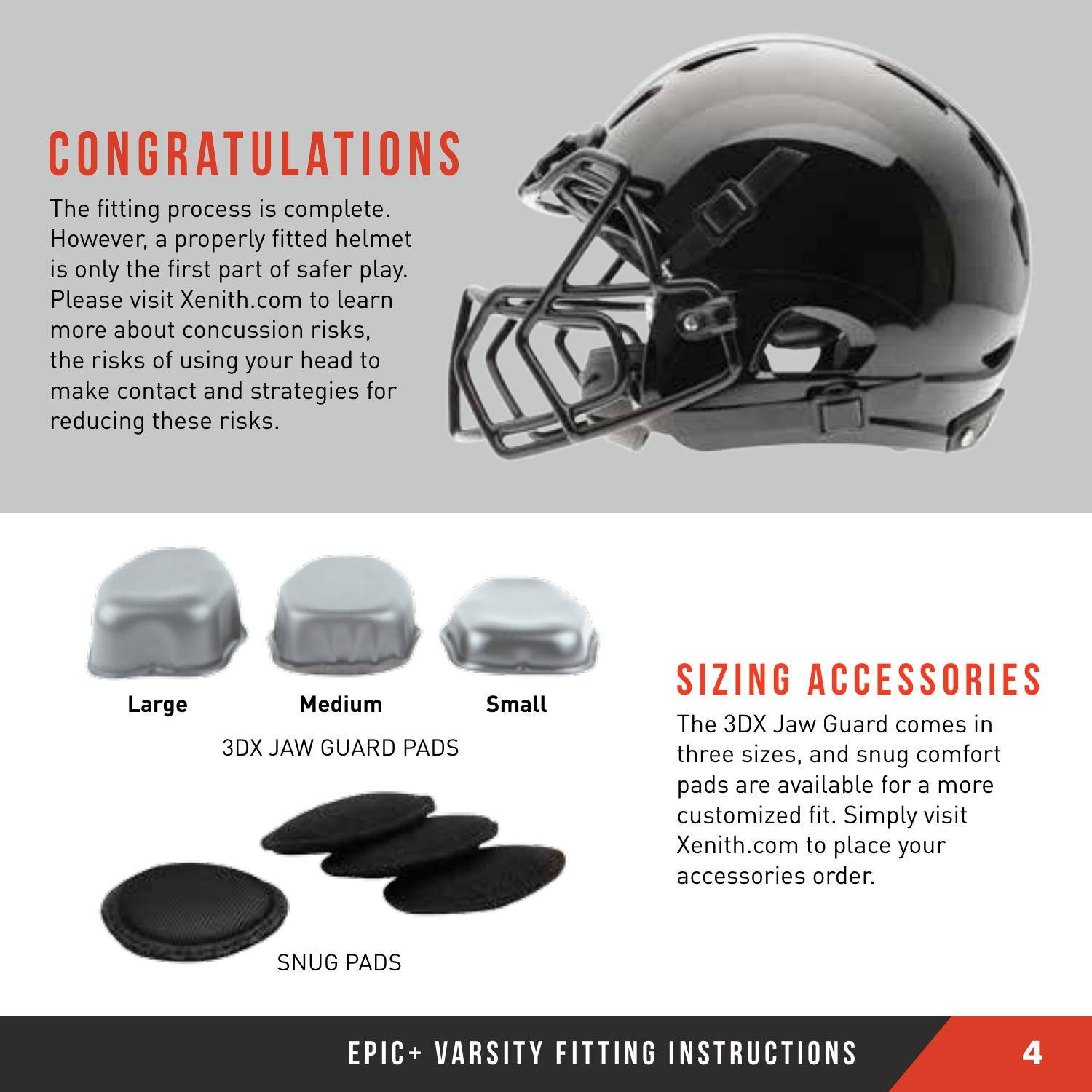# CONGRATULATIONS

The fitting process is complete. However, a properly fitted helmet is only the first part of safer play. Please visit Xenith.com to learn more about concussion risks, the risks of using your head to make contact and strategies for reducing these risks.

**Large** **Medium** **Small**

3DX JAW GUARD PADS

SNUG PADS

## SIZING ACCESSORIES

The 3DX Jaw Guard comes in three sizes, and snug comfort pads are available for a more customized fit. Simply visit Xenith.com to place your accessories order.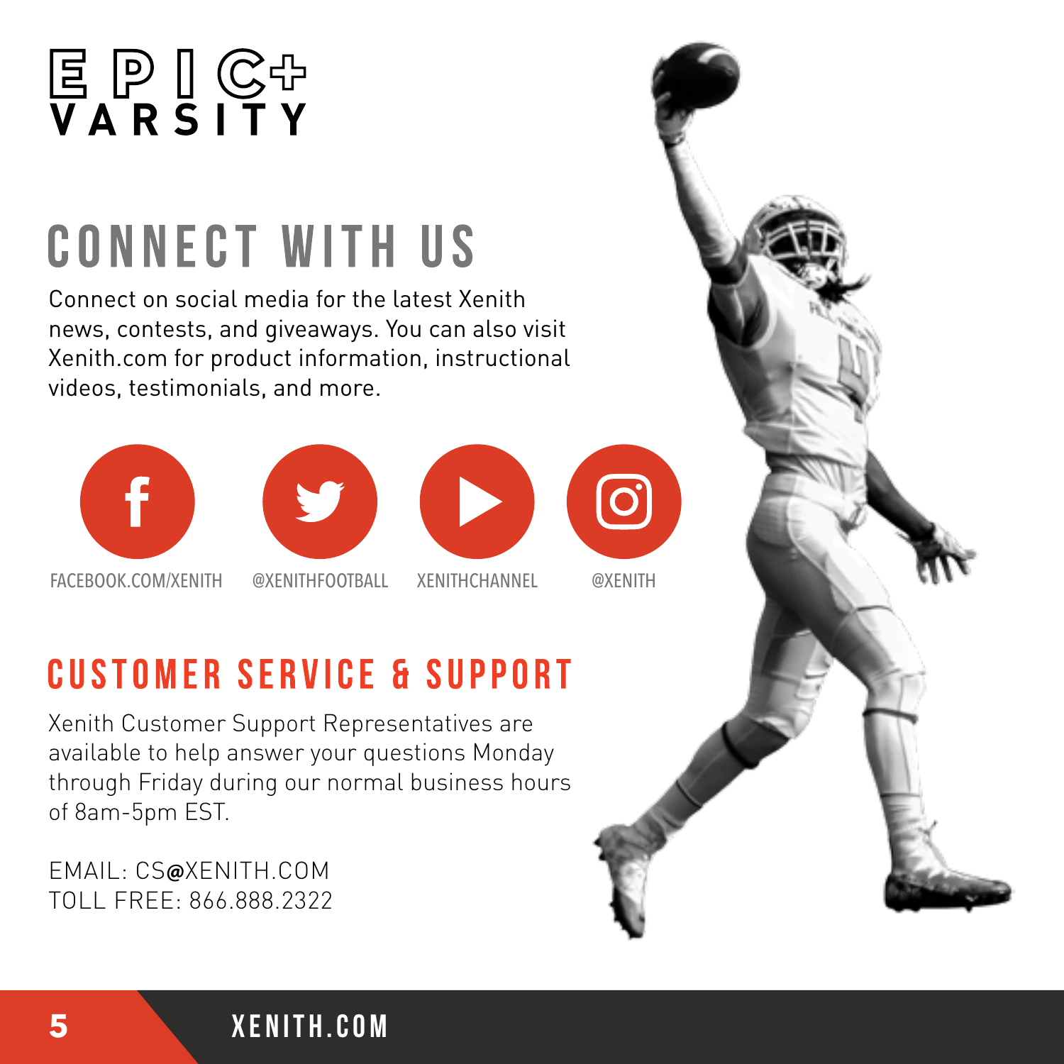EPIC+ VARSITY

# CONNECT WITH US

Connect on social media for the latest Xenith news, contests, and giveaways. You can also visit Xenith.com for product information, instructional videos, testimonials, and more.

FACEBOOK.COM/XENITH

@XENITHFOOTBALL

XENITHCHANNEL

@XENITH

# CUSTOMER SERVICE & SUPPORT

Xenith Customer Support Representatives are available to help answer your questions Monday through Friday during our normal business hours of 8am-5pm EST.

EMAIL: CS@XENITH.COM
TOLL FREE: 866.888.2322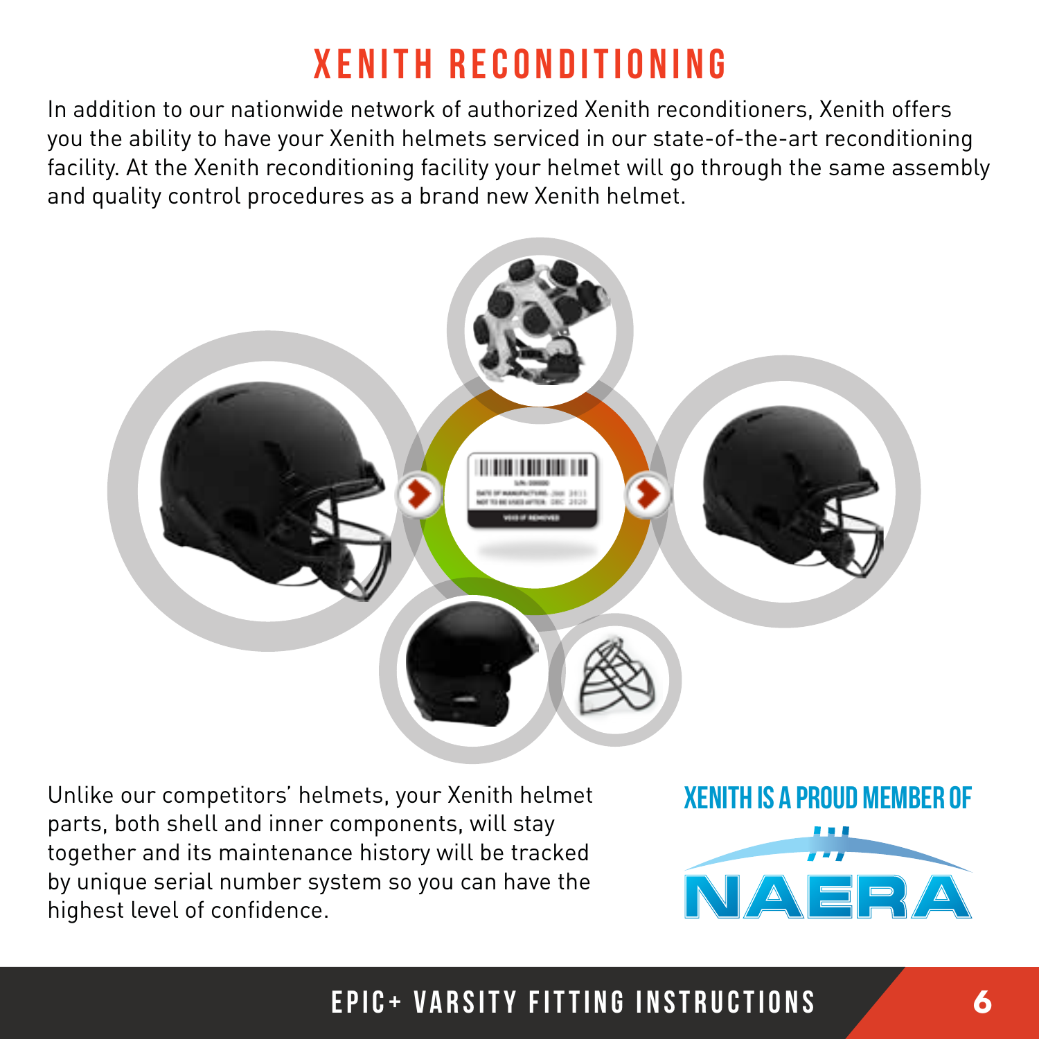# XENITH RECONDITIONING

In addition to our nationwide network of authorized Xenith reconditioners, Xenith offers you the ability to have your Xenith helmets serviced in our state-of-the-art reconditioning facility. At the Xenith reconditioning facility your helmet will go through the same assembly and quality control procedures as a brand new Xenith helmet.

Unlike our competitors' helmets, your Xenith helmet parts, both shell and inner components, will stay together and its maintenance history will be tracked by unique serial number system so you can have the highest level of confidence.

**XENITH IS A PROUD MEMBER OF**

NAERA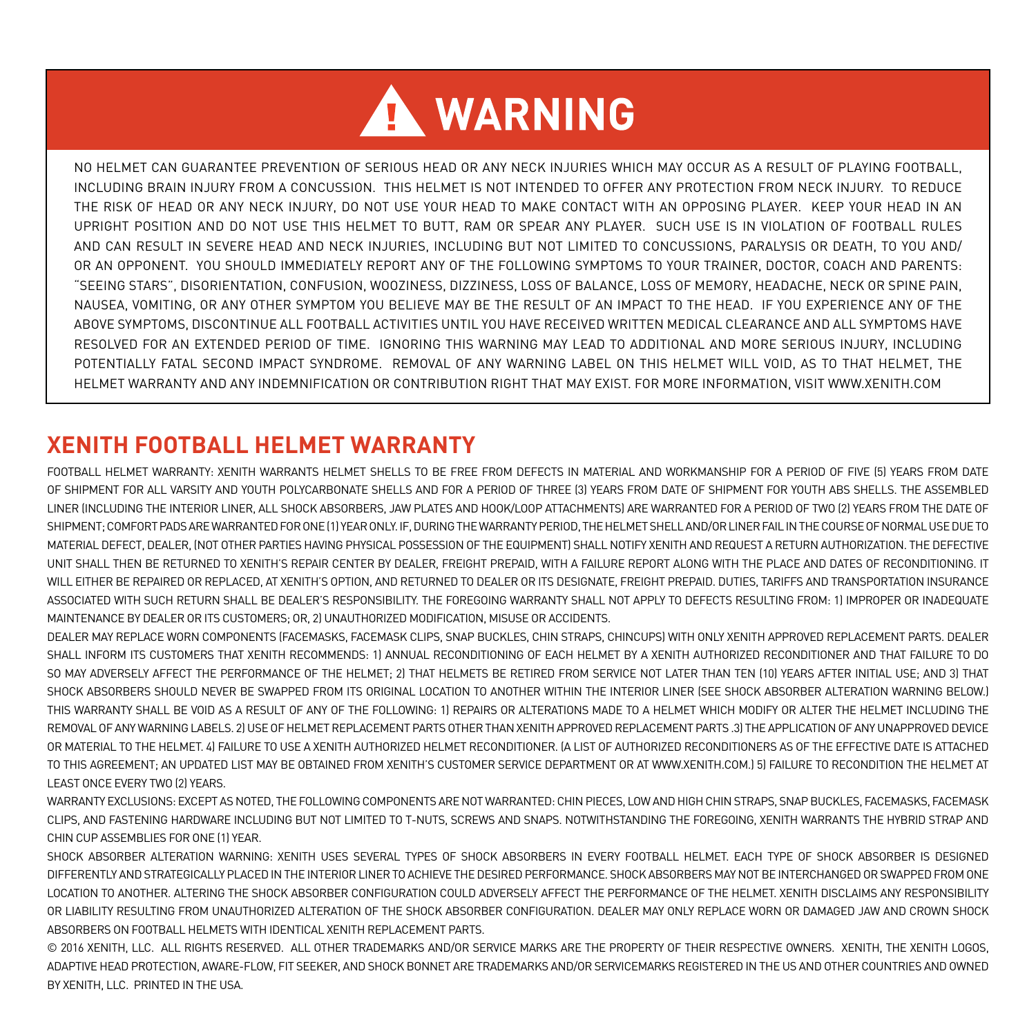# ⚠ WARNING

NO HELMET CAN GUARANTEE PREVENTION OF SERIOUS HEAD OR ANY NECK INJURIES WHICH MAY OCCUR AS A RESULT OF PLAYING FOOTBALL, INCLUDING BRAIN INJURY FROM A CONCUSSION. THIS HELMET IS NOT INTENDED TO OFFER ANY PROTECTION FROM NECK INJURY. TO REDUCE THE RISK OF HEAD OR ANY NECK INJURY, DO NOT USE YOUR HEAD TO MAKE CONTACT WITH AN OPPOSING PLAYER. KEEP YOUR HEAD IN AN UPRIGHT POSITION AND DO NOT USE THIS HELMET TO BUTT, RAM OR SPEAR ANY PLAYER. SUCH USE IS IN VIOLATION OF FOOTBALL RULES AND CAN RESULT IN SEVERE HEAD AND NECK INJURIES, INCLUDING BUT NOT LIMITED TO CONCUSSIONS, PARALYSIS OR DEATH, TO YOU AND/ OR AN OPPONENT. YOU SHOULD IMMEDIATELY REPORT ANY OF THE FOLLOWING SYMPTOMS TO YOUR TRAINER, DOCTOR, COACH AND PARENTS: "SEEING STARS", DISORIENTATION, CONFUSION, WOOZINESS, DIZZINESS, LOSS OF BALANCE, LOSS OF MEMORY, HEADACHE, NECK OR SPINE PAIN, NAUSEA, VOMITING, OR ANY OTHER SYMPTOM YOU BELIEVE MAY BE THE RESULT OF AN IMPACT TO THE HEAD. IF YOU EXPERIENCE ANY OF THE ABOVE SYMPTOMS, DISCONTINUE ALL FOOTBALL ACTIVITIES UNTIL YOU HAVE RECEIVED WRITTEN MEDICAL CLEARANCE AND ALL SYMPTOMS HAVE RESOLVED FOR AN EXTENDED PERIOD OF TIME. IGNORING THIS WARNING MAY LEAD TO ADDITIONAL AND MORE SERIOUS INJURY, INCLUDING POTENTIALLY FATAL SECOND IMPACT SYNDROME. REMOVAL OF ANY WARNING LABEL ON THIS HELMET WILL VOID, AS TO THAT HELMET, THE HELMET WARRANTY AND ANY INDEMNIFICATION OR CONTRIBUTION RIGHT THAT MAY EXIST. FOR MORE INFORMATION, VISIT WWW.XENITH.COM

## XENITH FOOTBALL HELMET WARRANTY

FOOTBALL HELMET WARRANTY: XENITH WARRANTS HELMET SHELLS TO BE FREE FROM DEFECTS IN MATERIAL AND WORKMANSHIP FOR A PERIOD OF FIVE (5) YEARS FROM DATE OF SHIPMENT FOR ALL VARSITY AND YOUTH POLYCARBONATE SHELLS AND FOR A PERIOD OF THREE (3) YEARS FROM DATE OF SHIPMENT FOR YOUTH ABS SHELLS. THE ASSEMBLED LINER (INCLUDING THE INTERIOR LINER, ALL SHOCK ABSORBERS, JAW PLATES AND HOOK/LOOP ATTACHMENTS) ARE WARRANTED FOR A PERIOD OF TWO (2) YEARS FROM THE DATE OF SHIPMENT; COMFORT PADS ARE WARRANTED FOR ONE (1) YEAR ONLY. IF, DURING THE WARRANTY PERIOD, THE HELMET SHELL AND/OR LINER FAIL IN THE COURSE OF NORMAL USE DUE TO MATERIAL DEFECT, DEALER, (NOT OTHER PARTIES HAVING PHYSICAL POSSESSION OF THE EQUIPMENT) SHALL NOTIFY XENITH AND REQUEST A RETURN AUTHORIZATION. THE DEFECTIVE UNIT SHALL THEN BE RETURNED TO XENITH'S REPAIR CENTER BY DEALER, FREIGHT PREPAID, WITH A FAILURE REPORT ALONG WITH THE PLACE AND DATES OF RECONDITIONING. IT WILL EITHER BE REPAIRED OR REPLACED, AT XENITH'S OPTION, AND RETURNED TO DEALER OR ITS DESIGNATE, FREIGHT PREPAID. DUTIES, TARIFFS AND TRANSPORTATION INSURANCE ASSOCIATED WITH SUCH RETURN SHALL BE DEALER'S RESPONSIBILITY. THE FOREGOING WARRANTY SHALL NOT APPLY TO DEFECTS RESULTING FROM: 1) IMPROPER OR INADEQUATE MAINTENANCE BY DEALER OR ITS CUSTOMERS; OR, 2) UNAUTHORIZED MODIFICATION, MISUSE OR ACCIDENTS.

DEALER MAY REPLACE WORN COMPONENTS (FACEMASKS, FACEMASK CLIPS, SNAP BUCKLES, CHIN STRAPS, CHINCUPS) WITH ONLY XENITH APPROVED REPLACEMENT PARTS. DEALER SHALL INFORM ITS CUSTOMERS THAT XENITH RECOMMENDS: 1) ANNUAL RECONDITIONING OF EACH HELMET BY A XENITH AUTHORIZED RECONDITIONER AND THAT FAILURE TO DO SO MAY ADVERSELY AFFECT THE PERFORMANCE OF THE HELMET; 2) THAT HELMETS BE RETIRED FROM SERVICE NOT LATER THAN TEN (10) YEARS AFTER INITIAL USE; AND 3) THAT SHOCK ABSORBERS SHOULD NEVER BE SWAPPED FROM ITS ORIGINAL LOCATION TO ANOTHER WITHIN THE INTERIOR LINER (SEE SHOCK ABSORBER ALTERATION WARNING BELOW.) THIS WARRANTY SHALL BE VOID AS A RESULT OF ANY OF THE FOLLOWING: 1) REPAIRS OR ALTERATIONS MADE TO A HELMET WHICH MODIFY OR ALTER THE HELMET INCLUDING THE REMOVAL OF ANY WARNING LABELS. 2) USE OF HELMET REPLACEMENT PARTS OTHER THAN XENITH APPROVED REPLACEMENT PARTS .3) THE APPLICATION OF ANY UNAPPROVED DEVICE OR MATERIAL TO THE HELMET. 4) FAILURE TO USE A XENITH AUTHORIZED HELMET RECONDITIONER. (A LIST OF AUTHORIZED RECONDITIONERS AS OF THE EFFECTIVE DATE IS ATTACHED TO THIS AGREEMENT; AN UPDATED LIST MAY BE OBTAINED FROM XENITH'S CUSTOMER SERVICE DEPARTMENT OR AT WWW.XENITH.COM.) 5) FAILURE TO RECONDITION THE HELMET AT LEAST ONCE EVERY TWO (2) YEARS.

WARRANTY EXCLUSIONS: EXCEPT AS NOTED, THE FOLLOWING COMPONENTS ARE NOT WARRANTED: CHIN PIECES, LOW AND HIGH CHIN STRAPS, SNAP BUCKLES, FACEMASKS, FACEMASK CLIPS, AND FASTENING HARDWARE INCLUDING BUT NOT LIMITED TO T-NUTS, SCREWS AND SNAPS. NOTWITHSTANDING THE FOREGOING, XENITH WARRANTS THE HYBRID STRAP AND CHIN CUP ASSEMBLIES FOR ONE (1) YEAR.

SHOCK ABSORBER ALTERATION WARNING: XENITH USES SEVERAL TYPES OF SHOCK ABSORBERS IN EVERY FOOTBALL HELMET. EACH TYPE OF SHOCK ABSORBER IS DESIGNED DIFFERENTLY AND STRATEGICALLY PLACED IN THE INTERIOR LINER TO ACHIEVE THE DESIRED PERFORMANCE. SHOCK ABSORBERS MAY NOT BE INTERCHANGED OR SWAPPED FROM ONE LOCATION TO ANOTHER. ALTERING THE SHOCK ABSORBER CONFIGURATION COULD ADVERSELY AFFECT THE PERFORMANCE OF THE HELMET. XENITH DISCLAIMS ANY RESPONSIBILITY OR LIABILITY RESULTING FROM UNAUTHORIZED ALTERATION OF THE SHOCK ABSORBER CONFIGURATION. DEALER MAY ONLY REPLACE WORN OR DAMAGED JAW AND CROWN SHOCK ABSORBERS ON FOOTBALL HELMETS WITH IDENTICAL XENITH REPLACEMENT PARTS.

© 2016 XENITH, LLC. ALL RIGHTS RESERVED. ALL OTHER TRADEMARKS AND/OR SERVICE MARKS ARE THE PROPERTY OF THEIR RESPECTIVE OWNERS. XENITH, THE XENITH LOGOS, ADAPTIVE HEAD PROTECTION, AWARE-FLOW, FIT SEEKER, AND SHOCK BONNET ARE TRADEMARKS AND/OR SERVICEMARKS REGISTERED IN THE US AND OTHER COUNTRIES AND OWNED BY XENITH, LLC. PRINTED IN THE USA.